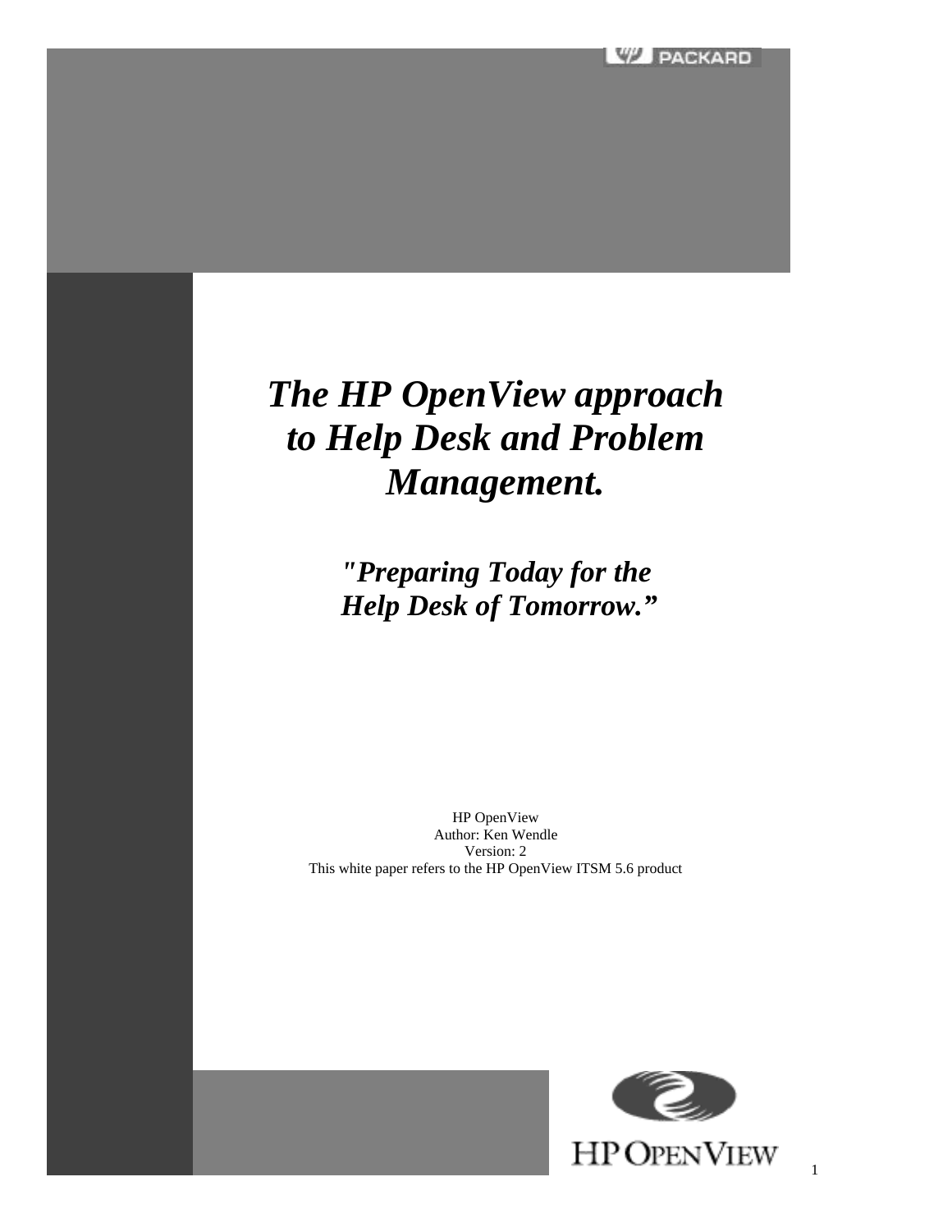# *The HP OpenView approach to Help Desk and Problem Management.*

## *"Preparing Today for the Help Desk of Tomorrow."*

HP OpenView
Author: Ken Wendle
Version: 2
This white paper refers to the HP OpenView ITSM 5.6 product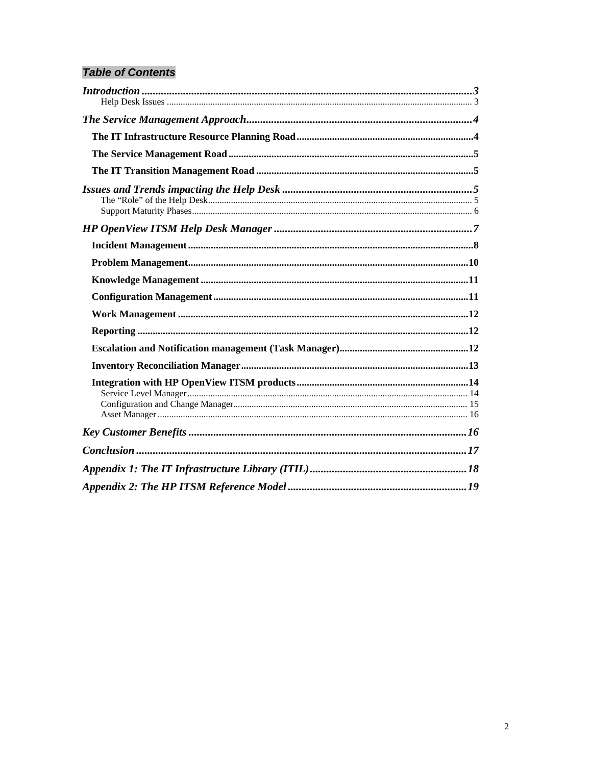## *Table of Contents*

*Introduction* ........................................................................ 3
 Help Desk Issues ........................................................................ 3

*The Service Management Approach* ........................................................................ 4

**The IT Infrastructure Resource Planning Road** ........................................................................ 4

**The Service Management Road** ........................................................................ 5

**The IT Transition Management Road** ........................................................................ 5

*Issues and Trends impacting the Help Desk* ........................................................................ 5
 The "Role" of the Help Desk ........................................................................ 5
 Support Maturity Phases ........................................................................ 6

*HP OpenView ITSM Help Desk Manager* ........................................................................ 7

**Incident Management** ........................................................................ 8

**Problem Management** ........................................................................ 10

**Knowledge Management** ........................................................................ 11

**Configuration Management** ........................................................................ 11

**Work Management** ........................................................................ 12

**Reporting** ........................................................................ 12

**Escalation and Notification management (Task Manager)** ........................................................................ 12

**Inventory Reconciliation Manager** ........................................................................ 13

**Integration with HP OpenView ITSM products** ........................................................................ 14
 Service Level Manager ........................................................................ 14
 Configuration and Change Manager ........................................................................ 15
 Asset Manager ........................................................................ 16

*Key Customer Benefits* ........................................................................ 16

*Conclusion* ........................................................................ 17

*Appendix 1: The IT Infrastructure Library (ITIL)* ........................................................................ 18

*Appendix 2: The HP ITSM Reference Model* ........................................................................ 19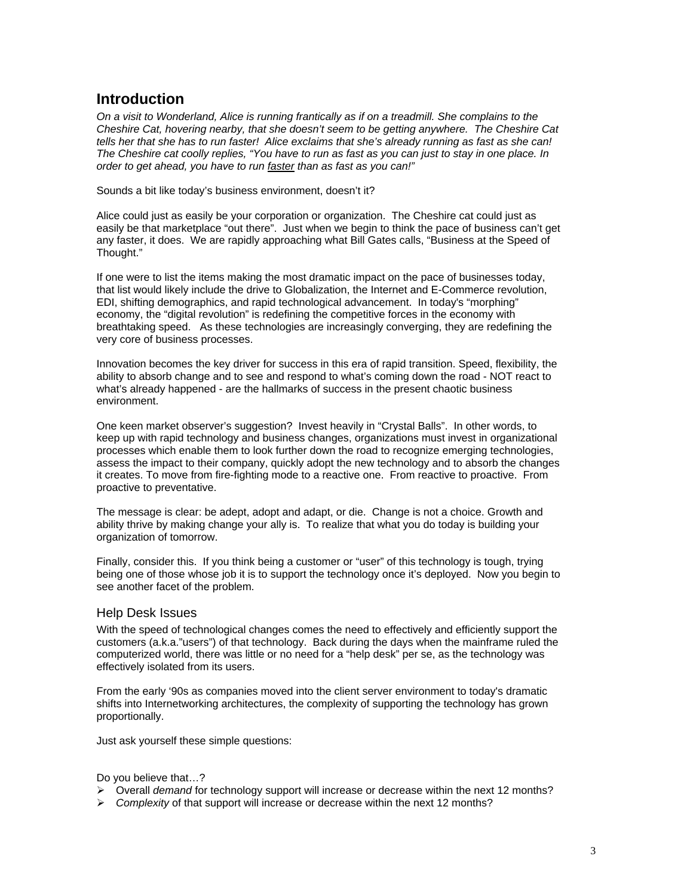# Introduction

*On a visit to Wonderland, Alice is running frantically as if on a treadmill. She complains to the Cheshire Cat, hovering nearby, that she doesn't seem to be getting anywhere. The Cheshire Cat tells her that she has to run faster! Alice exclaims that she's already running as fast as she can! The Cheshire cat coolly replies, "You have to run as fast as you can just to stay in one place. In order to get ahead, you have to run <u>faster</u> than as fast as you can!"*

Sounds a bit like today's business environment, doesn't it?

Alice could just as easily be your corporation or organization. The Cheshire cat could just as easily be that marketplace "out there". Just when we begin to think the pace of business can't get any faster, it does. We are rapidly approaching what Bill Gates calls, "Business at the Speed of Thought."

If one were to list the items making the most dramatic impact on the pace of businesses today, that list would likely include the drive to Globalization, the Internet and E-Commerce revolution, EDI, shifting demographics, and rapid technological advancement. In today's "morphing" economy, the "digital revolution" is redefining the competitive forces in the economy with breathtaking speed. As these technologies are increasingly converging, they are redefining the very core of business processes.

Innovation becomes the key driver for success in this era of rapid transition. Speed, flexibility, the ability to absorb change and to see and respond to what's coming down the road - NOT react to what's already happened - are the hallmarks of success in the present chaotic business environment.

One keen market observer's suggestion? Invest heavily in "Crystal Balls". In other words, to keep up with rapid technology and business changes, organizations must invest in organizational processes which enable them to look further down the road to recognize emerging technologies, assess the impact to their company, quickly adopt the new technology and to absorb the changes it creates. To move from fire-fighting mode to a reactive one. From reactive to proactive. From proactive to preventative.

The message is clear: be adept, adopt and adapt, or die. Change is not a choice. Growth and ability thrive by making change your ally is. To realize that what you do today is building your organization of tomorrow.

Finally, consider this. If you think being a customer or "user" of this technology is tough, trying being one of those whose job it is to support the technology once it's deployed. Now you begin to see another facet of the problem.

## Help Desk Issues

With the speed of technological changes comes the need to effectively and efficiently support the customers (a.k.a."users") of that technology. Back during the days when the mainframe ruled the computerized world, there was little or no need for a "help desk" per se, as the technology was effectively isolated from its users.

From the early '90s as companies moved into the client server environment to today's dramatic shifts into Internetworking architectures, the complexity of supporting the technology has grown proportionally.

Just ask yourself these simple questions:

Do you believe that…?

- Overall *demand* for technology support will increase or decrease within the next 12 months?
- *Complexity* of that support will increase or decrease within the next 12 months?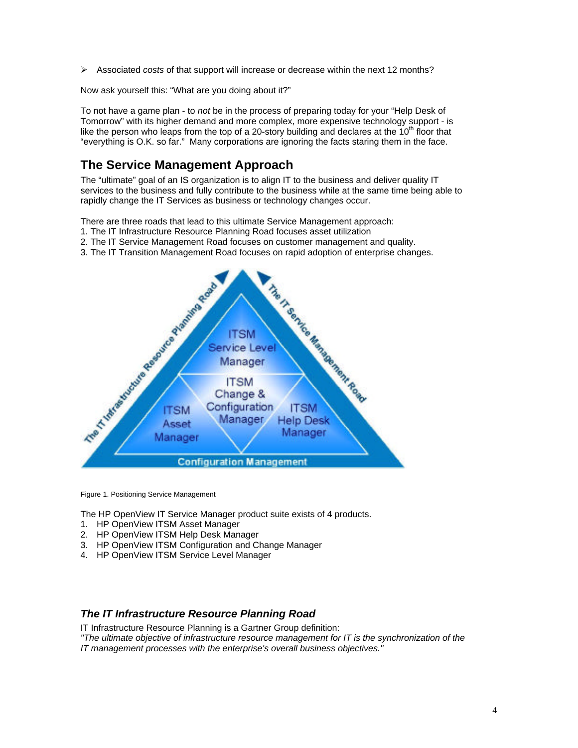- Associated *costs* of that support will increase or decrease within the next 12 months?

Now ask yourself this: "What are you doing about it?"

To not have a game plan - to *not* be in the process of preparing today for your "Help Desk of Tomorrow" with its higher demand and more complex, more expensive technology support - is like the person who leaps from the top of a 20-story building and declares at the 10th floor that "everything is O.K. so far." Many corporations are ignoring the facts staring them in the face.

## The Service Management Approach

The "ultimate" goal of an IS organization is to align IT to the business and deliver quality IT services to the business and fully contribute to the business while at the same time being able to rapidly change the IT Services as business or technology changes occur.

There are three roads that lead to this ultimate Service Management approach:
1. The IT Infrastructure Resource Planning Road focuses asset utilization
2. The IT Service Management Road focuses on customer management and quality.
3. The IT Transition Management Road focuses on rapid adoption of enterprise changes.

Figure 1. Positioning Service Management

The HP OpenView IT Service Manager product suite exists of 4 products.
1. HP OpenView ITSM Asset Manager
2. HP OpenView ITSM Help Desk Manager
3. HP OpenView ITSM Configuration and Change Manager
4. HP OpenView ITSM Service Level Manager

### *The IT Infrastructure Resource Planning Road*

IT Infrastructure Resource Planning is a Gartner Group definition:
*"The ultimate objective of infrastructure resource management for IT is the synchronization of the IT management processes with the enterprise's overall business objectives."*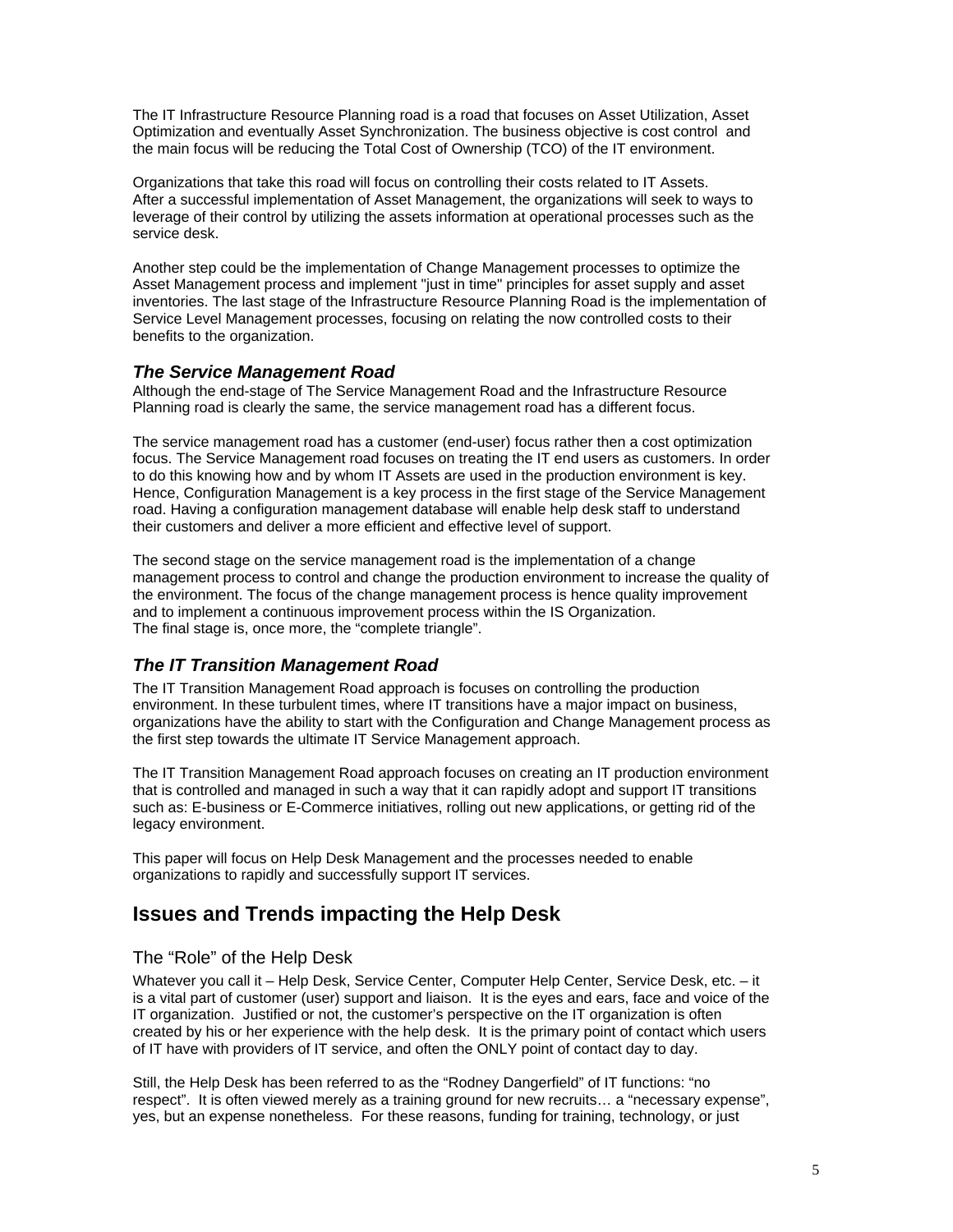The IT Infrastructure Resource Planning road is a road that focuses on Asset Utilization, Asset Optimization and eventually Asset Synchronization. The business objective is cost control and the main focus will be reducing the Total Cost of Ownership (TCO) of the IT environment.

Organizations that take this road will focus on controlling their costs related to IT Assets. After a successful implementation of Asset Management, the organizations will seek to ways to leverage of their control by utilizing the assets information at operational processes such as the service desk.

Another step could be the implementation of Change Management processes to optimize the Asset Management process and implement "just in time" principles for asset supply and asset inventories. The last stage of the Infrastructure Resource Planning Road is the implementation of Service Level Management processes, focusing on relating the now controlled costs to their benefits to the organization.

### *The Service Management Road*

Although the end-stage of The Service Management Road and the Infrastructure Resource Planning road is clearly the same, the service management road has a different focus.

The service management road has a customer (end-user) focus rather then a cost optimization focus. The Service Management road focuses on treating the IT end users as customers. In order to do this knowing how and by whom IT Assets are used in the production environment is key. Hence, Configuration Management is a key process in the first stage of the Service Management road. Having a configuration management database will enable help desk staff to understand their customers and deliver a more efficient and effective level of support.

The second stage on the service management road is the implementation of a change management process to control and change the production environment to increase the quality of the environment. The focus of the change management process is hence quality improvement and to implement a continuous improvement process within the IS Organization. The final stage is, once more, the “complete triangle”.

### *The IT Transition Management Road*

The IT Transition Management Road approach is focuses on controlling the production environment. In these turbulent times, where IT transitions have a major impact on business, organizations have the ability to start with the Configuration and Change Management process as the first step towards the ultimate IT Service Management approach.

The IT Transition Management Road approach focuses on creating an IT production environment that is controlled and managed in such a way that it can rapidly adopt and support IT transitions such as: E-business or E-Commerce initiatives, rolling out new applications, or getting rid of the legacy environment.

This paper will focus on Help Desk Management and the processes needed to enable organizations to rapidly and successfully support IT services.

## Issues and Trends impacting the Help Desk

### The “Role” of the Help Desk

Whatever you call it – Help Desk, Service Center, Computer Help Center, Service Desk, etc. – it is a vital part of customer (user) support and liaison. It is the eyes and ears, face and voice of the IT organization. Justified or not, the customer’s perspective on the IT organization is often created by his or her experience with the help desk. It is the primary point of contact which users of IT have with providers of IT service, and often the ONLY point of contact day to day.

Still, the Help Desk has been referred to as the “Rodney Dangerfield” of IT functions: “no respect”. It is often viewed merely as a training ground for new recruits… a “necessary expense”, yes, but an expense nonetheless. For these reasons, funding for training, technology, or just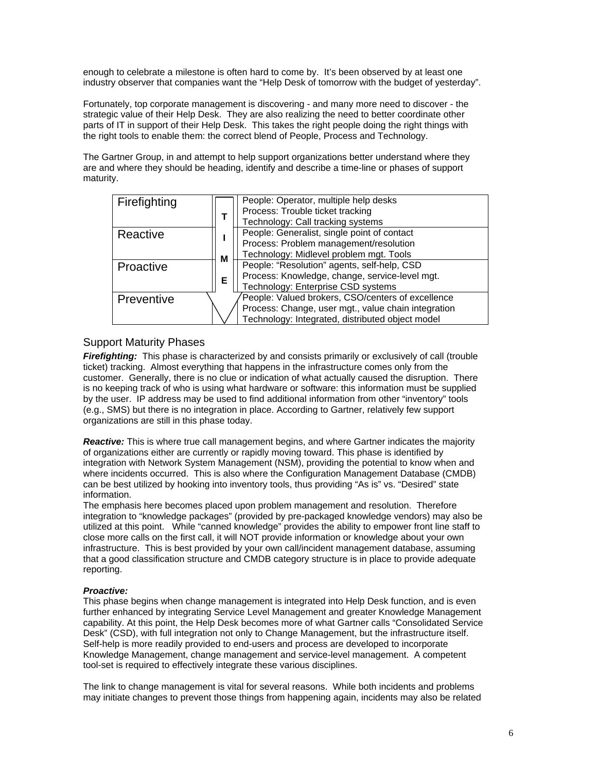enough to celebrate a milestone is often hard to come by. It's been observed by at least one industry observer that companies want the "Help Desk of tomorrow with the budget of yesterday".

Fortunately, top corporate management is discovering - and many more need to discover - the strategic value of their Help Desk. They are also realizing the need to better coordinate other parts of IT in support of their Help Desk. This takes the right people doing the right things with the right tools to enable them: the correct blend of People, Process and Technology.

The Gartner Group, in and attempt to help support organizations better understand where they are and where they should be heading, identify and describe a time-line or phases of support maturity.

| Phase | TIME | Description |
|---|---|---|
| Firefighting | T | People: Operator, multiple help desks<br>Process: Trouble ticket tracking<br>Technology: Call tracking systems |
| Reactive | I<br>M | People: Generalist, single point of contact<br>Process: Problem management/resolution<br>Technology: Midlevel problem mgt. Tools |
| Proactive | E | People: "Resolution" agents, self-help, CSD<br>Process: Knowledge, change, service-level mgt.<br>Technology: Enterprise CSD systems |
| Preventive | ↓ | People: Valued brokers, CSO/centers of excellence<br>Process: Change, user mgt., value chain integration<br>Technology: Integrated, distributed object model |

## Support Maturity Phases

***Firefighting:*** This phase is characterized by and consists primarily or exclusively of call (trouble ticket) tracking. Almost everything that happens in the infrastructure comes only from the customer. Generally, there is no clue or indication of what actually caused the disruption. There is no keeping track of who is using what hardware or software: this information must be supplied by the user. IP address may be used to find additional information from other "inventory" tools (e.g., SMS) but there is no integration in place. According to Gartner, relatively few support organizations are still in this phase today.

***Reactive:*** This is where true call management begins, and where Gartner indicates the majority of organizations either are currently or rapidly moving toward. This phase is identified by integration with Network System Management (NSM), providing the potential to know when and where incidents occurred. This is also where the Configuration Management Database (CMDB) can be best utilized by hooking into inventory tools, thus providing "As is" vs. "Desired" state information.
The emphasis here becomes placed upon problem management and resolution. Therefore integration to "knowledge packages" (provided by pre-packaged knowledge vendors) may also be utilized at this point. While "canned knowledge" provides the ability to empower front line staff to close more calls on the first call, it will NOT provide information or knowledge about your own infrastructure. This is best provided by your own call/incident management database, assuming that a good classification structure and CMDB category structure is in place to provide adequate reporting.

***Proactive:***
This phase begins when change management is integrated into Help Desk function, and is even further enhanced by integrating Service Level Management and greater Knowledge Management capability. At this point, the Help Desk becomes more of what Gartner calls "Consolidated Service Desk" (CSD), with full integration not only to Change Management, but the infrastructure itself. Self-help is more readily provided to end-users and process are developed to incorporate Knowledge Management, change management and service-level management. A competent tool-set is required to effectively integrate these various disciplines.

The link to change management is vital for several reasons. While both incidents and problems may initiate changes to prevent those things from happening again, incidents may also be related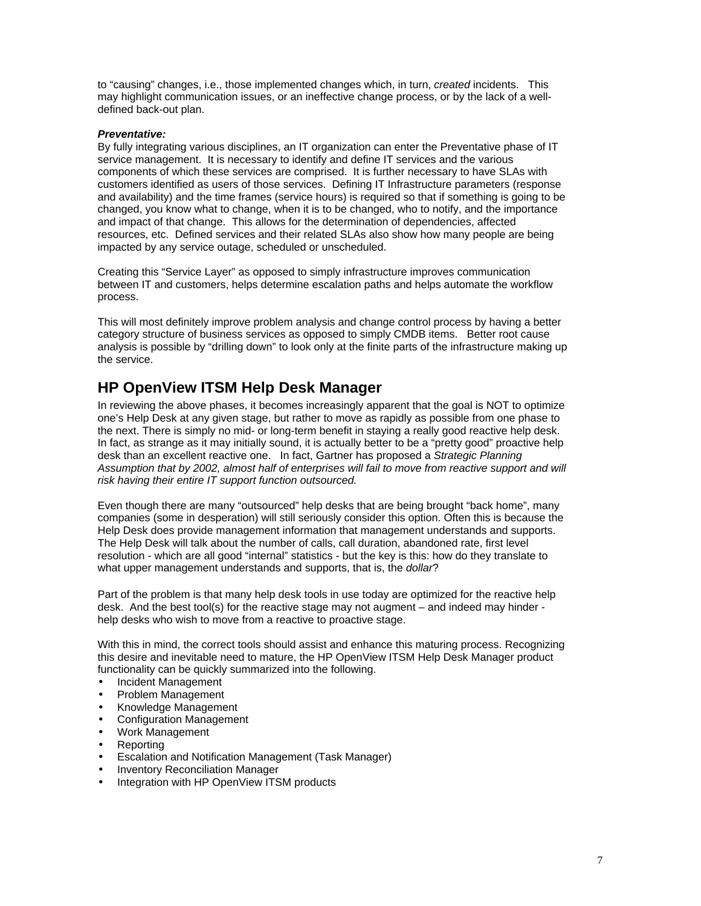to “causing” changes, i.e., those implemented changes which, in turn, *created* incidents. This may highlight communication issues, or an ineffective change process, or by the lack of a well-defined back-out plan.

***Preventative:***
By fully integrating various disciplines, an IT organization can enter the Preventative phase of IT service management. It is necessary to identify and define IT services and the various components of which these services are comprised. It is further necessary to have SLAs with customers identified as users of those services. Defining IT Infrastructure parameters (response and availability) and the time frames (service hours) is required so that if something is going to be changed, you know what to change, when it is to be changed, who to notify, and the importance and impact of that change. This allows for the determination of dependencies, affected resources, etc. Defined services and their related SLAs also show how many people are being impacted by any service outage, scheduled or unscheduled.

Creating this “Service Layer” as opposed to simply infrastructure improves communication between IT and customers, helps determine escalation paths and helps automate the workflow process.

This will most definitely improve problem analysis and change control process by having a better category structure of business services as opposed to simply CMDB items. Better root cause analysis is possible by “drilling down” to look only at the finite parts of the infrastructure making up the service.

## HP OpenView ITSM Help Desk Manager

In reviewing the above phases, it becomes increasingly apparent that the goal is NOT to optimize one’s Help Desk at any given stage, but rather to move as rapidly as possible from one phase to the next. There is simply no mid- or long-term benefit in staying a really good reactive help desk. In fact, as strange as it may initially sound, it is actually better to be a “pretty good” proactive help desk than an excellent reactive one. In fact, Gartner has proposed a *Strategic Planning Assumption that by 2002, almost half of enterprises will fail to move from reactive support and will risk having their entire IT support function outsourced.*

Even though there are many “outsourced” help desks that are being brought “back home”, many companies (some in desperation) will still seriously consider this option. Often this is because the Help Desk does provide management information that management understands and supports. The Help Desk will talk about the number of calls, call duration, abandoned rate, first level resolution - which are all good “internal” statistics - but the key is this: how do they translate to what upper management understands and supports, that is, the *dollar*?

Part of the problem is that many help desk tools in use today are optimized for the reactive help desk. And the best tool(s) for the reactive stage may not augment – and indeed may hinder - help desks who wish to move from a reactive to proactive stage.

With this in mind, the correct tools should assist and enhance this maturing process. Recognizing this desire and inevitable need to mature, the HP OpenView ITSM Help Desk Manager product functionality can be quickly summarized into the following.

- Incident Management
- Problem Management
- Knowledge Management
- Configuration Management
- Work Management
- Reporting
- Escalation and Notification Management (Task Manager)
- Inventory Reconciliation Manager
- Integration with HP OpenView ITSM products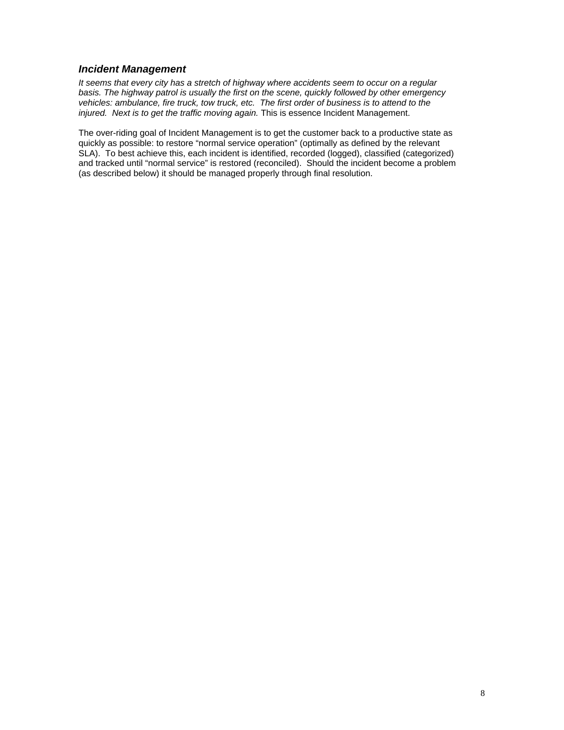### *Incident Management*

*It seems that every city has a stretch of highway where accidents seem to occur on a regular basis. The highway patrol is usually the first on the scene, quickly followed by other emergency vehicles: ambulance, fire truck, tow truck, etc. The first order of business is to attend to the injured. Next is to get the traffic moving again.* This is essence Incident Management.

The over-riding goal of Incident Management is to get the customer back to a productive state as quickly as possible: to restore "normal service operation" (optimally as defined by the relevant SLA). To best achieve this, each incident is identified, recorded (logged), classified (categorized) and tracked until "normal service" is restored (reconciled). Should the incident become a problem (as described below) it should be managed properly through final resolution.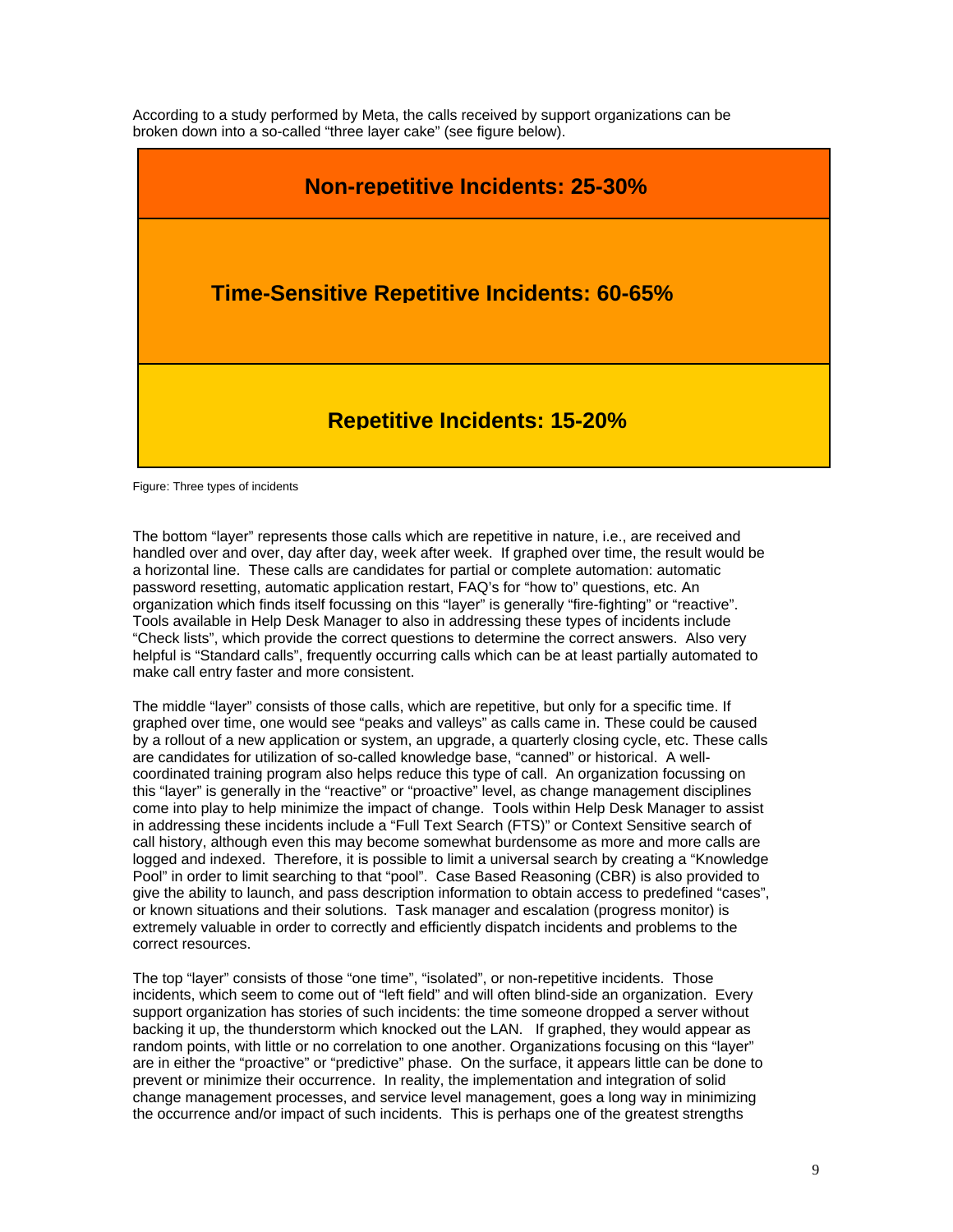According to a study performed by Meta, the calls received by support organizations can be broken down into a so-called “three layer cake” (see figure below).

| **Non-repetitive Incidents: 25-30%** |
| --- |
| **Time-Sensitive Repetitive Incidents: 60-65%** |
| **Repetitive Incidents: 15-20%** |

Figure: Three types of incidents

The bottom “layer” represents those calls which are repetitive in nature, i.e., are received and handled over and over, day after day, week after week. If graphed over time, the result would be a horizontal line. These calls are candidates for partial or complete automation: automatic password resetting, automatic application restart, FAQ’s for “how to” questions, etc. An organization which finds itself focussing on this “layer” is generally “fire-fighting” or “reactive”. Tools available in Help Desk Manager to also in addressing these types of incidents include “Check lists”, which provide the correct questions to determine the correct answers. Also very helpful is “Standard calls”, frequently occurring calls which can be at least partially automated to make call entry faster and more consistent.

The middle “layer” consists of those calls, which are repetitive, but only for a specific time. If graphed over time, one would see “peaks and valleys” as calls came in. These could be caused by a rollout of a new application or system, an upgrade, a quarterly closing cycle, etc. These calls are candidates for utilization of so-called knowledge base, “canned” or historical. A well-coordinated training program also helps reduce this type of call. An organization focussing on this “layer” is generally in the “reactive” or “proactive” level, as change management disciplines come into play to help minimize the impact of change. Tools within Help Desk Manager to assist in addressing these incidents include a “Full Text Search (FTS)” or Context Sensitive search of call history, although even this may become somewhat burdensome as more and more calls are logged and indexed. Therefore, it is possible to limit a universal search by creating a “Knowledge Pool” in order to limit searching to that “pool”. Case Based Reasoning (CBR) is also provided to give the ability to launch, and pass description information to obtain access to predefined “cases”, or known situations and their solutions. Task manager and escalation (progress monitor) is extremely valuable in order to correctly and efficiently dispatch incidents and problems to the correct resources.

The top “layer” consists of those “one time”, “isolated”, or non-repetitive incidents. Those incidents, which seem to come out of “left field” and will often blind-side an organization. Every support organization has stories of such incidents: the time someone dropped a server without backing it up, the thunderstorm which knocked out the LAN. If graphed, they would appear as random points, with little or no correlation to one another. Organizations focusing on this “layer” are in either the “proactive” or “predictive” phase. On the surface, it appears little can be done to prevent or minimize their occurrence. In reality, the implementation and integration of solid change management processes, and service level management, goes a long way in minimizing the occurrence and/or impact of such incidents. This is perhaps one of the greatest strengths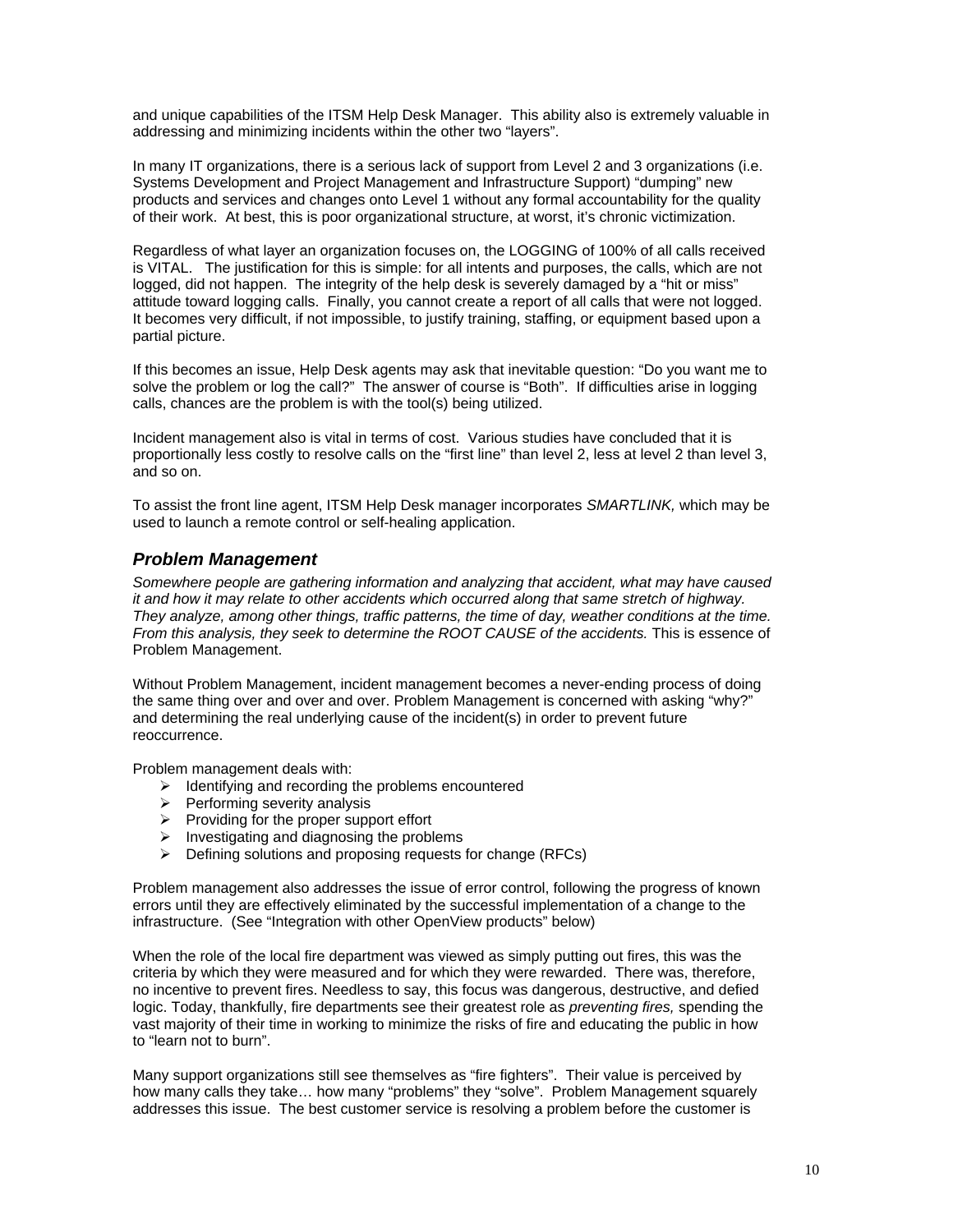and unique capabilities of the ITSM Help Desk Manager. This ability also is extremely valuable in addressing and minimizing incidents within the other two "layers".

In many IT organizations, there is a serious lack of support from Level 2 and 3 organizations (i.e. Systems Development and Project Management and Infrastructure Support) "dumping" new products and services and changes onto Level 1 without any formal accountability for the quality of their work. At best, this is poor organizational structure, at worst, it's chronic victimization.

Regardless of what layer an organization focuses on, the LOGGING of 100% of all calls received is VITAL. The justification for this is simple: for all intents and purposes, the calls, which are not logged, did not happen. The integrity of the help desk is severely damaged by a "hit or miss" attitude toward logging calls. Finally, you cannot create a report of all calls that were not logged. It becomes very difficult, if not impossible, to justify training, staffing, or equipment based upon a partial picture.

If this becomes an issue, Help Desk agents may ask that inevitable question: "Do you want me to solve the problem or log the call?" The answer of course is "Both". If difficulties arise in logging calls, chances are the problem is with the tool(s) being utilized.

Incident management also is vital in terms of cost. Various studies have concluded that it is proportionally less costly to resolve calls on the "first line" than level 2, less at level 2 than level 3, and so on.

To assist the front line agent, ITSM Help Desk manager incorporates *SMARTLINK,* which may be used to launch a remote control or self-healing application.

## *Problem Management*

*Somewhere people are gathering information and analyzing that accident, what may have caused it and how it may relate to other accidents which occurred along that same stretch of highway. They analyze, among other things, traffic patterns, the time of day, weather conditions at the time. From this analysis, they seek to determine the ROOT CAUSE of the accidents.* This is essence of Problem Management.

Without Problem Management, incident management becomes a never-ending process of doing the same thing over and over and over. Problem Management is concerned with asking "why?" and determining the real underlying cause of the incident(s) in order to prevent future reoccurrence.

Problem management deals with:

- Identifying and recording the problems encountered
- Performing severity analysis
- Providing for the proper support effort
- Investigating and diagnosing the problems
- Defining solutions and proposing requests for change (RFCs)

Problem management also addresses the issue of error control, following the progress of known errors until they are effectively eliminated by the successful implementation of a change to the infrastructure. (See "Integration with other OpenView products" below)

When the role of the local fire department was viewed as simply putting out fires, this was the criteria by which they were measured and for which they were rewarded. There was, therefore, no incentive to prevent fires. Needless to say, this focus was dangerous, destructive, and defied logic. Today, thankfully, fire departments see their greatest role as *preventing fires,* spending the vast majority of their time in working to minimize the risks of fire and educating the public in how to "learn not to burn".

Many support organizations still see themselves as "fire fighters". Their value is perceived by how many calls they take… how many "problems" they "solve". Problem Management squarely addresses this issue. The best customer service is resolving a problem before the customer is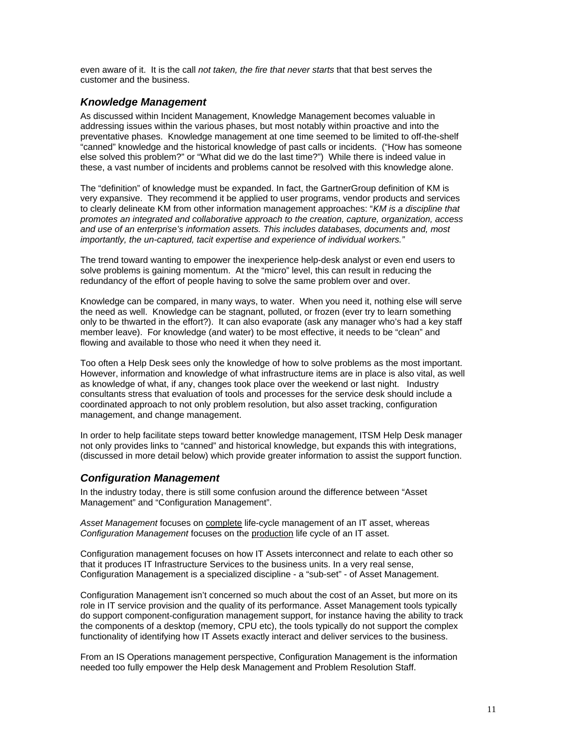even aware of it. It is the call *not taken, the fire that never starts* that that best serves the customer and the business.

### Knowledge Management

As discussed within Incident Management, Knowledge Management becomes valuable in addressing issues within the various phases, but most notably within proactive and into the preventative phases. Knowledge management at one time seemed to be limited to off-the-shelf "canned" knowledge and the historical knowledge of past calls or incidents. ("How has someone else solved this problem?" or "What did we do the last time?") While there is indeed value in these, a vast number of incidents and problems cannot be resolved with this knowledge alone.

The "definition" of knowledge must be expanded. In fact, the GartnerGroup definition of KM is very expansive. They recommend it be applied to user programs, vendor products and services to clearly delineate KM from other information management approaches: "*KM is a discipline that promotes an integrated and collaborative approach to the creation, capture, organization, access and use of an enterprise's information assets. This includes databases, documents and, most importantly, the un-captured, tacit expertise and experience of individual workers."*

The trend toward wanting to empower the inexperience help-desk analyst or even end users to solve problems is gaining momentum. At the "micro" level, this can result in reducing the redundancy of the effort of people having to solve the same problem over and over.

Knowledge can be compared, in many ways, to water. When you need it, nothing else will serve the need as well. Knowledge can be stagnant, polluted, or frozen (ever try to learn something only to be thwarted in the effort?). It can also evaporate (ask any manager who's had a key staff member leave). For knowledge (and water) to be most effective, it needs to be "clean" and flowing and available to those who need it when they need it.

Too often a Help Desk sees only the knowledge of how to solve problems as the most important. However, information and knowledge of what infrastructure items are in place is also vital, as well as knowledge of what, if any, changes took place over the weekend or last night. Industry consultants stress that evaluation of tools and processes for the service desk should include a coordinated approach to not only problem resolution, but also asset tracking, configuration management, and change management.

In order to help facilitate steps toward better knowledge management, ITSM Help Desk manager not only provides links to "canned" and historical knowledge, but expands this with integrations, (discussed in more detail below) which provide greater information to assist the support function.

### Configuration Management

In the industry today, there is still some confusion around the difference between "Asset Management" and "Configuration Management".

*Asset Management* focuses on complete life-cycle management of an IT asset, whereas *Configuration Management* focuses on the production life cycle of an IT asset.

Configuration management focuses on how IT Assets interconnect and relate to each other so that it produces IT Infrastructure Services to the business units. In a very real sense, Configuration Management is a specialized discipline - a "sub-set" - of Asset Management.

Configuration Management isn't concerned so much about the cost of an Asset, but more on its role in IT service provision and the quality of its performance. Asset Management tools typically do support component-configuration management support, for instance having the ability to track the components of a desktop (memory, CPU etc), the tools typically do not support the complex functionality of identifying how IT Assets exactly interact and deliver services to the business.

From an IS Operations management perspective, Configuration Management is the information needed too fully empower the Help desk Management and Problem Resolution Staff.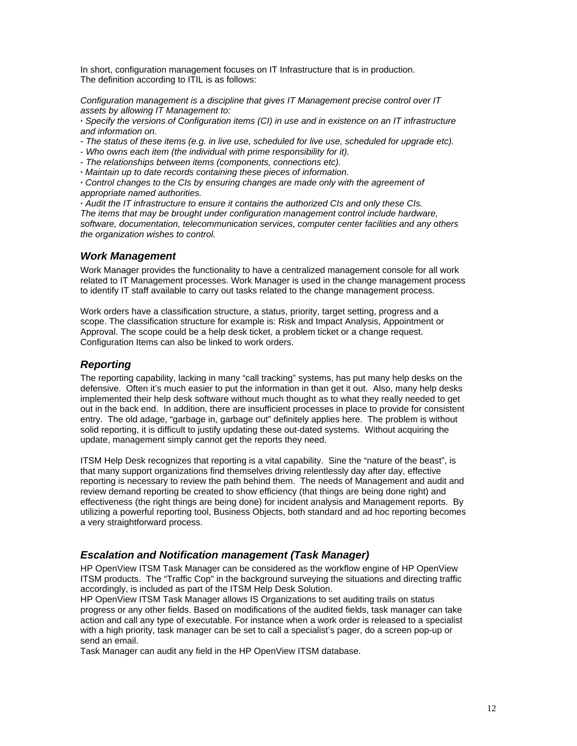In short, configuration management focuses on IT Infrastructure that is in production.
The definition according to ITIL is as follows:

*Configuration management is a discipline that gives IT Management precise control over IT assets by allowing IT Management to:*

*· Specify the versions of Configuration items (CI) in use and in existence on an IT infrastructure and information on.*

*- The status of these items (e.g. in live use, scheduled for live use, scheduled for upgrade etc).*

*- Who owns each item (the individual with prime responsibility for it).*

*- The relationships between items (components, connections etc).*

*· Maintain up to date records containing these pieces of information.*

*· Control changes to the CIs by ensuring changes are made only with the agreement of appropriate named authorities.*

*· Audit the IT infrastructure to ensure it contains the authorized CIs and only these CIs.*
*The items that may be brought under configuration management control include hardware, software, documentation, telecommunication services, computer center facilities and any others the organization wishes to control.*

### *Work Management*

Work Manager provides the functionality to have a centralized management console for all work related to IT Management processes. Work Manager is used in the change management process to identify IT staff available to carry out tasks related to the change management process.

Work orders have a classification structure, a status, priority, target setting, progress and a scope. The classification structure for example is: Risk and Impact Analysis, Appointment or Approval. The scope could be a help desk ticket, a problem ticket or a change request. Configuration Items can also be linked to work orders.

### *Reporting*

The reporting capability, lacking in many "call tracking" systems, has put many help desks on the defensive. Often it's much easier to put the information in than get it out. Also, many help desks implemented their help desk software without much thought as to what they really needed to get out in the back end. In addition, there are insufficient processes in place to provide for consistent entry. The old adage, "garbage in, garbage out" definitely applies here. The problem is without solid reporting, it is difficult to justify updating these out-dated systems. Without acquiring the update, management simply cannot get the reports they need.

ITSM Help Desk recognizes that reporting is a vital capability. Sine the "nature of the beast", is that many support organizations find themselves driving relentlessly day after day, effective reporting is necessary to review the path behind them. The needs of Management and audit and review demand reporting be created to show efficiency (that things are being done right) and effectiveness (the right things are being done) for incident analysis and Management reports. By utilizing a powerful reporting tool, Business Objects, both standard and ad hoc reporting becomes a very straightforward process.

### *Escalation and Notification management (Task Manager)*

HP OpenView ITSM Task Manager can be considered as the workflow engine of HP OpenView ITSM products. The "Traffic Cop" in the background surveying the situations and directing traffic accordingly, is included as part of the ITSM Help Desk Solution.
HP OpenView ITSM Task Manager allows IS Organizations to set auditing trails on status progress or any other fields. Based on modifications of the audited fields, task manager can take action and call any type of executable. For instance when a work order is released to a specialist with a high priority, task manager can be set to call a specialist's pager, do a screen pop-up or send an email.
Task Manager can audit any field in the HP OpenView ITSM database.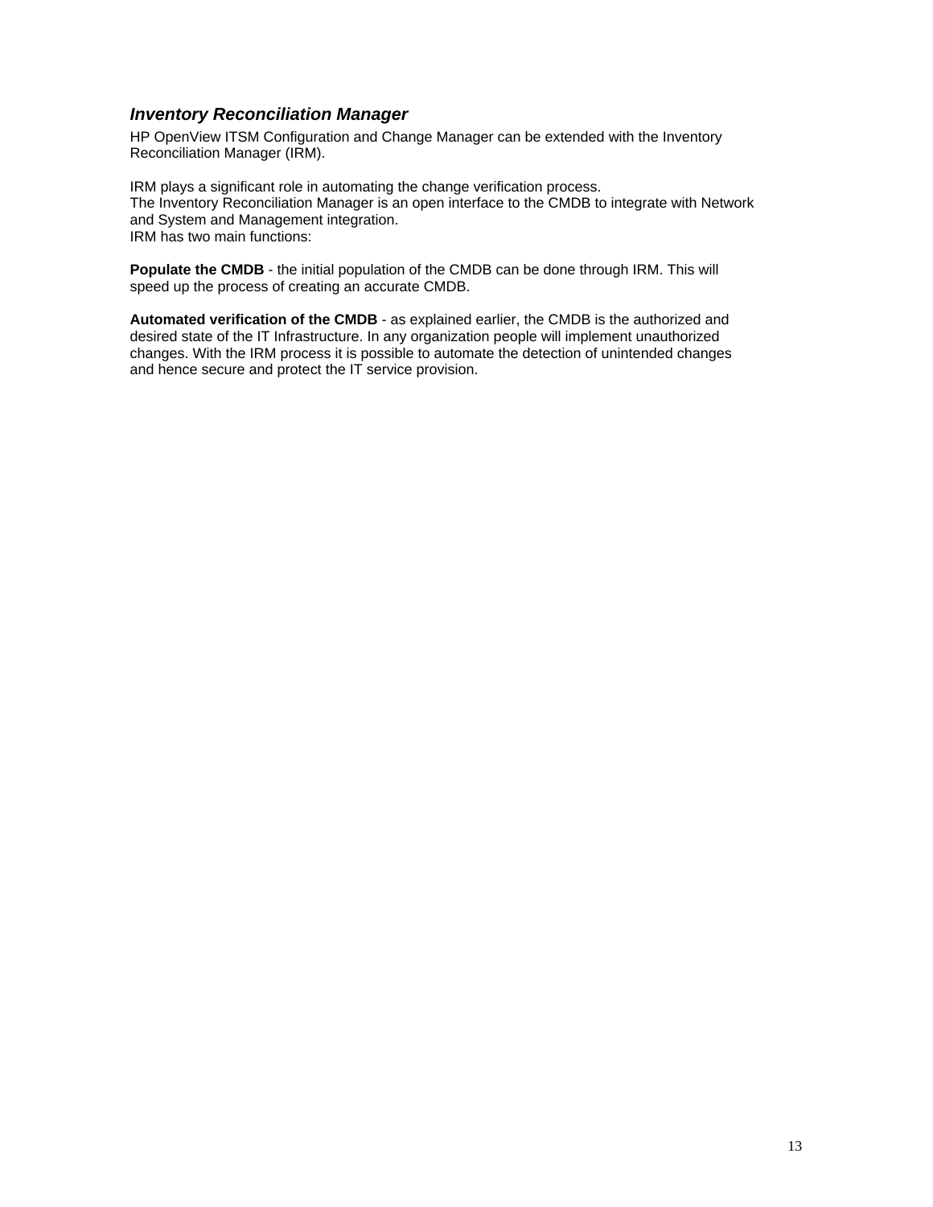### *Inventory Reconciliation Manager*

HP OpenView ITSM Configuration and Change Manager can be extended with the Inventory Reconciliation Manager (IRM).

IRM plays a significant role in automating the change verification process.
The Inventory Reconciliation Manager is an open interface to the CMDB to integrate with Network and System and Management integration.
IRM has two main functions:

**Populate the CMDB** - the initial population of the CMDB can be done through IRM. This will speed up the process of creating an accurate CMDB.

**Automated verification of the CMDB** - as explained earlier, the CMDB is the authorized and desired state of the IT Infrastructure. In any organization people will implement unauthorized changes. With the IRM process it is possible to automate the detection of unintended changes and hence secure and protect the IT service provision.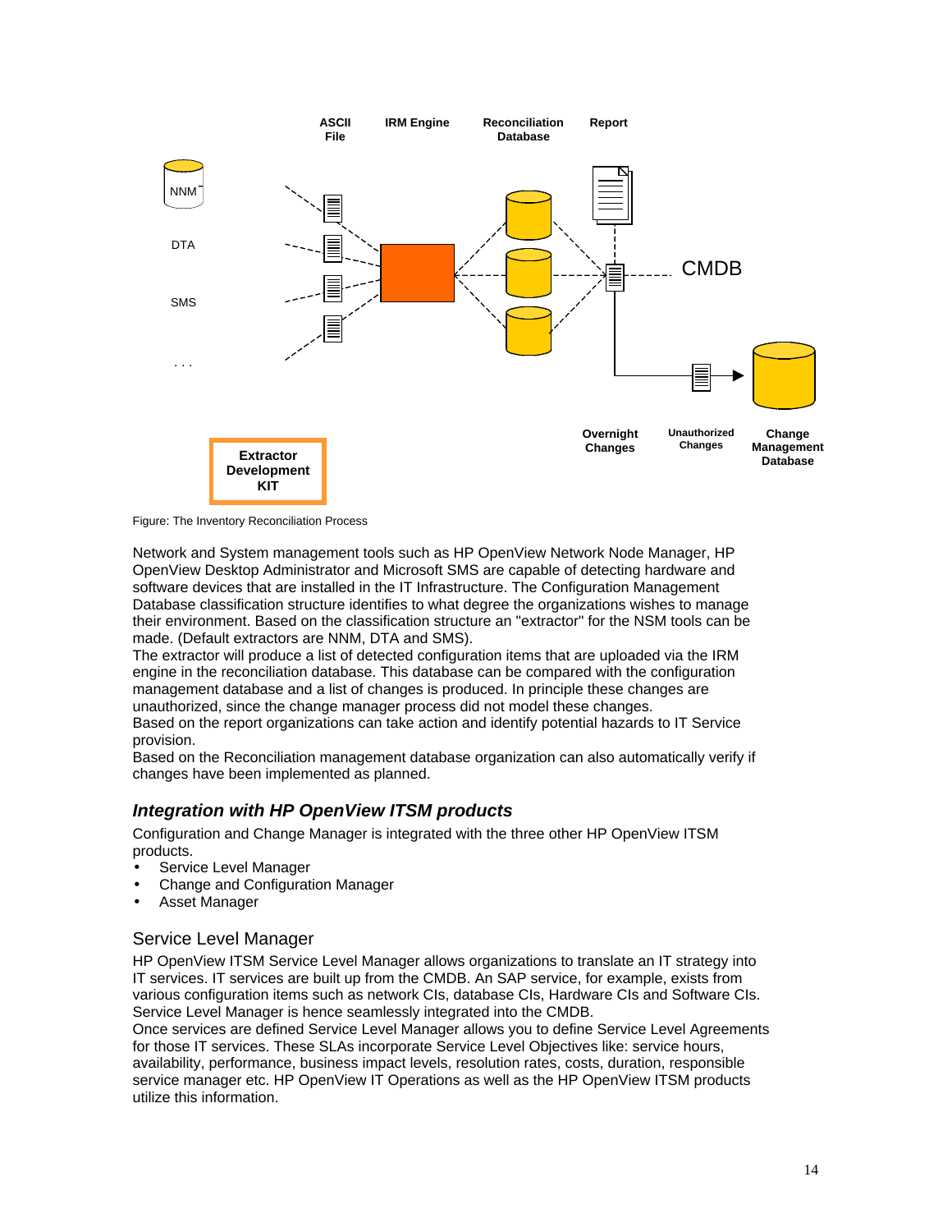Figure: The Inventory Reconciliation Process

Network and System management tools such as HP OpenView Network Node Manager, HP OpenView Desktop Administrator and Microsoft SMS are capable of detecting hardware and software devices that are installed in the IT Infrastructure. The Configuration Management Database classification structure identifies to what degree the organizations wishes to manage their environment. Based on the classification structure an "extractor" for the NSM tools can be made. (Default extractors are NNM, DTA and SMS).
The extractor will produce a list of detected configuration items that are uploaded via the IRM engine in the reconciliation database. This database can be compared with the configuration management database and a list of changes is produced. In principle these changes are unauthorized, since the change manager process did not model these changes.
Based on the report organizations can take action and identify potential hazards to IT Service provision.
Based on the Reconciliation management database organization can also automatically verify if changes have been implemented as planned.

### *Integration with HP OpenView ITSM products*

Configuration and Change Manager is integrated with the three other HP OpenView ITSM products.

- Service Level Manager
- Change and Configuration Manager
- Asset Manager

#### Service Level Manager

HP OpenView ITSM Service Level Manager allows organizations to translate an IT strategy into IT services. IT services are built up from the CMDB. An SAP service, for example, exists from various configuration items such as network CIs, database CIs, Hardware CIs and Software CIs. Service Level Manager is hence seamlessly integrated into the CMDB.
Once services are defined Service Level Manager allows you to define Service Level Agreements for those IT services. These SLAs incorporate Service Level Objectives like: service hours, availability, performance, business impact levels, resolution rates, costs, duration, responsible service manager etc. HP OpenView IT Operations as well as the HP OpenView ITSM products utilize this information.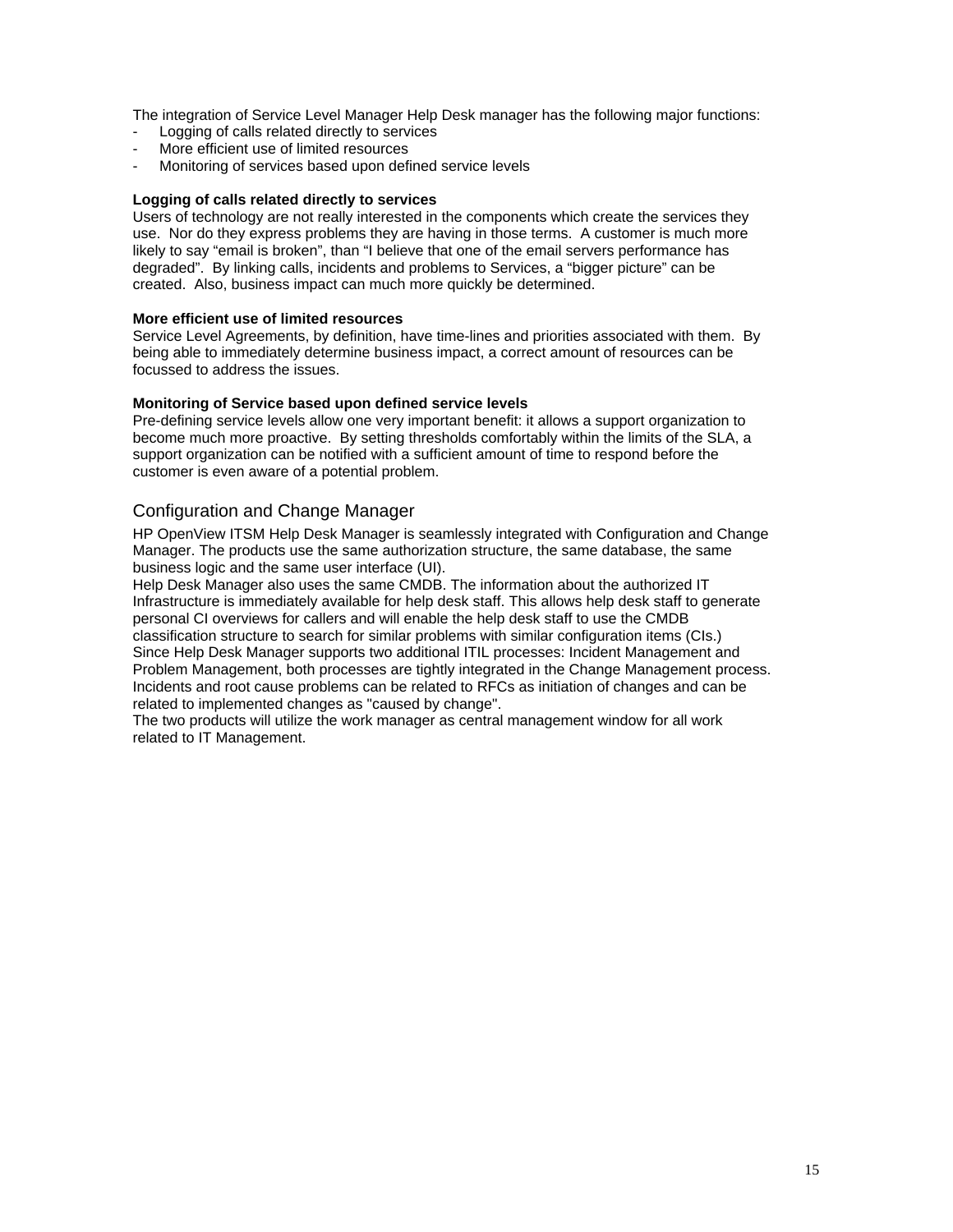The integration of Service Level Manager Help Desk manager has the following major functions:

- Logging of calls related directly to services
- More efficient use of limited resources
- Monitoring of services based upon defined service levels

**Logging of calls related directly to services**

Users of technology are not really interested in the components which create the services they use. Nor do they express problems they are having in those terms. A customer is much more likely to say “email is broken”, than “I believe that one of the email servers performance has degraded”. By linking calls, incidents and problems to Services, a “bigger picture” can be created. Also, business impact can much more quickly be determined.

**More efficient use of limited resources**

Service Level Agreements, by definition, have time-lines and priorities associated with them. By being able to immediately determine business impact, a correct amount of resources can be focussed to address the issues.

**Monitoring of Service based upon defined service levels**

Pre-defining service levels allow one very important benefit: it allows a support organization to become much more proactive. By setting thresholds comfortably within the limits of the SLA, a support organization can be notified with a sufficient amount of time to respond before the customer is even aware of a potential problem.

## Configuration and Change Manager

HP OpenView ITSM Help Desk Manager is seamlessly integrated with Configuration and Change Manager. The products use the same authorization structure, the same database, the same business logic and the same user interface (UI).
Help Desk Manager also uses the same CMDB. The information about the authorized IT Infrastructure is immediately available for help desk staff. This allows help desk staff to generate personal CI overviews for callers and will enable the help desk staff to use the CMDB classification structure to search for similar problems with similar configuration items (CIs.)
Since Help Desk Manager supports two additional ITIL processes: Incident Management and Problem Management, both processes are tightly integrated in the Change Management process. Incidents and root cause problems can be related to RFCs as initiation of changes and can be related to implemented changes as "caused by change".
The two products will utilize the work manager as central management window for all work related to IT Management.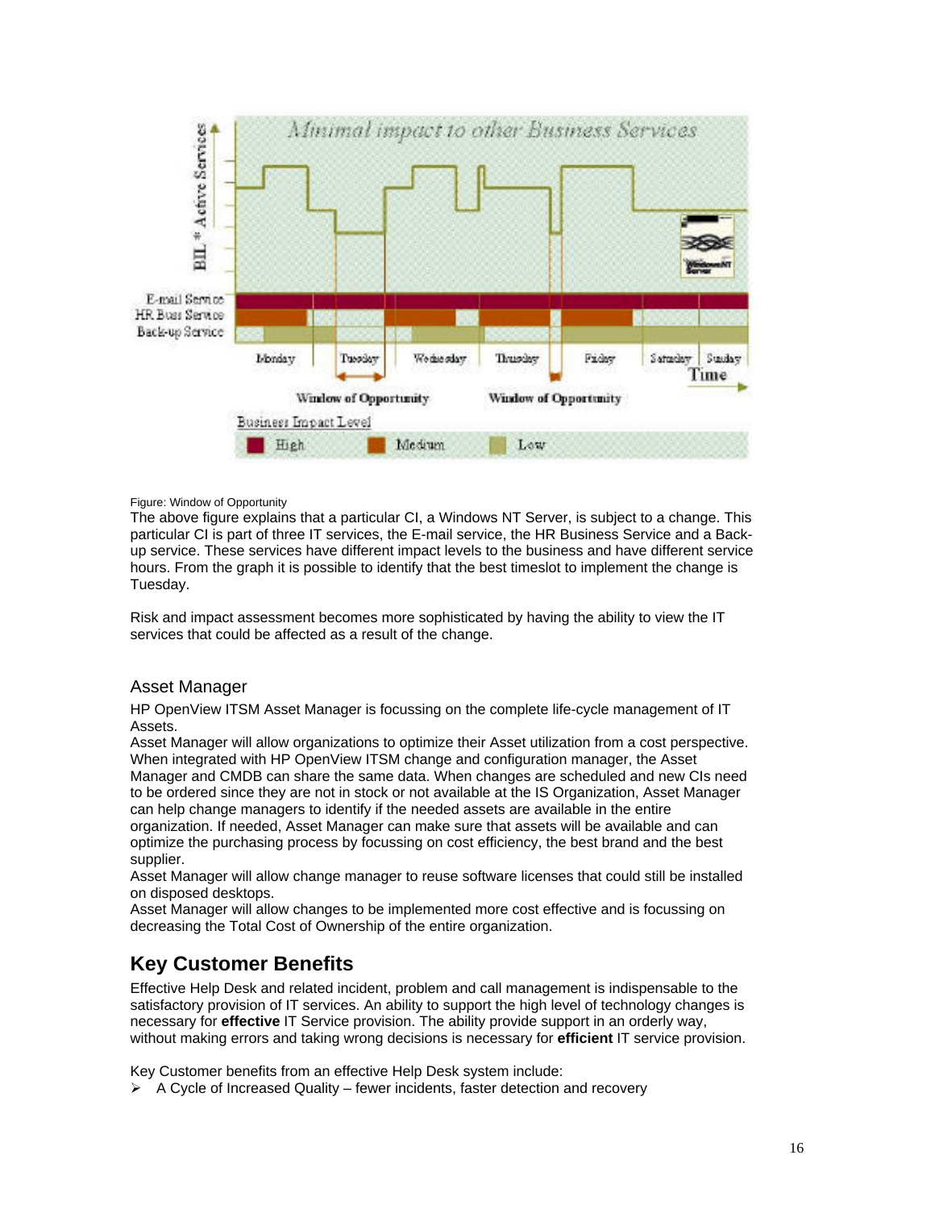Figure: Window of Opportunity

The above figure explains that a particular CI, a Windows NT Server, is subject to a change. This particular CI is part of three IT services, the E-mail service, the HR Business Service and a Back-up service. These services have different impact levels to the business and have different service hours. From the graph it is possible to identify that the best timeslot to implement the change is Tuesday.

Risk and impact assessment becomes more sophisticated by having the ability to view the IT services that could be affected as a result of the change.

### Asset Manager

HP OpenView ITSM Asset Manager is focussing on the complete life-cycle management of IT Assets.
Asset Manager will allow organizations to optimize their Asset utilization from a cost perspective. When integrated with HP OpenView ITSM change and configuration manager, the Asset Manager and CMDB can share the same data. When changes are scheduled and new CIs need to be ordered since they are not in stock or not available at the IS Organization, Asset Manager can help change managers to identify if the needed assets are available in the entire organization. If needed, Asset Manager can make sure that assets will be available and can optimize the purchasing process by focussing on cost efficiency, the best brand and the best supplier.
Asset Manager will allow change manager to reuse software licenses that could still be installed on disposed desktops.
Asset Manager will allow changes to be implemented more cost effective and is focussing on decreasing the Total Cost of Ownership of the entire organization.

## Key Customer Benefits

Effective Help Desk and related incident, problem and call management is indispensable to the satisfactory provision of IT services. An ability to support the high level of technology changes is necessary for **effective** IT Service provision. The ability provide support in an orderly way, without making errors and taking wrong decisions is necessary for **efficient** IT service provision.

Key Customer benefits from an effective Help Desk system include:

- A Cycle of Increased Quality – fewer incidents, faster detection and recovery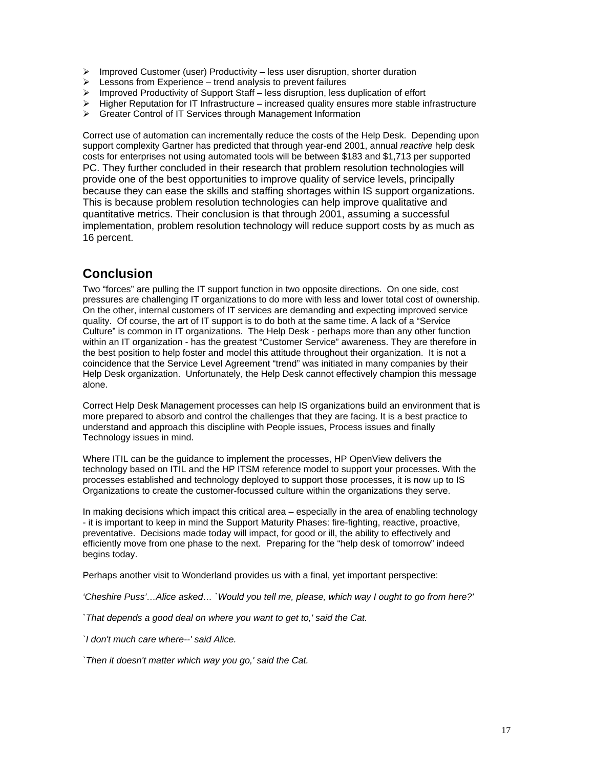- Improved Customer (user) Productivity – less user disruption, shorter duration
- Lessons from Experience – trend analysis to prevent failures
- Improved Productivity of Support Staff – less disruption, less duplication of effort
- Higher Reputation for IT Infrastructure – increased quality ensures more stable infrastructure
- Greater Control of IT Services through Management Information

Correct use of automation can incrementally reduce the costs of the Help Desk. Depending upon support complexity Gartner has predicted that through year-end 2001, annual *reactive* help desk costs for enterprises not using automated tools will be between $183 and $1,713 per supported PC. They further concluded in their research that problem resolution technologies will provide one of the best opportunities to improve quality of service levels, principally because they can ease the skills and staffing shortages within IS support organizations. This is because problem resolution technologies can help improve qualitative and quantitative metrics. Their conclusion is that through 2001, assuming a successful implementation, problem resolution technology will reduce support costs by as much as 16 percent.

## Conclusion

Two "forces" are pulling the IT support function in two opposite directions. On one side, cost pressures are challenging IT organizations to do more with less and lower total cost of ownership. On the other, internal customers of IT services are demanding and expecting improved service quality. Of course, the art of IT support is to do both at the same time. A lack of a "Service Culture" is common in IT organizations. The Help Desk - perhaps more than any other function within an IT organization - has the greatest "Customer Service" awareness. They are therefore in the best position to help foster and model this attitude throughout their organization. It is not a coincidence that the Service Level Agreement "trend" was initiated in many companies by their Help Desk organization. Unfortunately, the Help Desk cannot effectively champion this message alone.

Correct Help Desk Management processes can help IS organizations build an environment that is more prepared to absorb and control the challenges that they are facing. It is a best practice to understand and approach this discipline with People issues, Process issues and finally Technology issues in mind.

Where ITIL can be the guidance to implement the processes, HP OpenView delivers the technology based on ITIL and the HP ITSM reference model to support your processes. With the processes established and technology deployed to support those processes, it is now up to IS Organizations to create the customer-focussed culture within the organizations they serve.

In making decisions which impact this critical area – especially in the area of enabling technology - it is important to keep in mind the Support Maturity Phases: fire-fighting, reactive, proactive, preventative. Decisions made today will impact, for good or ill, the ability to effectively and efficiently move from one phase to the next. Preparing for the "help desk of tomorrow" indeed begins today.

Perhaps another visit to Wonderland provides us with a final, yet important perspective:

*'Cheshire Puss'…Alice asked… `Would you tell me, please, which way I ought to go from here?'*

*`That depends a good deal on where you want to get to,' said the Cat.*

*`I don't much care where--' said Alice.*

*`Then it doesn't matter which way you go,' said the Cat.*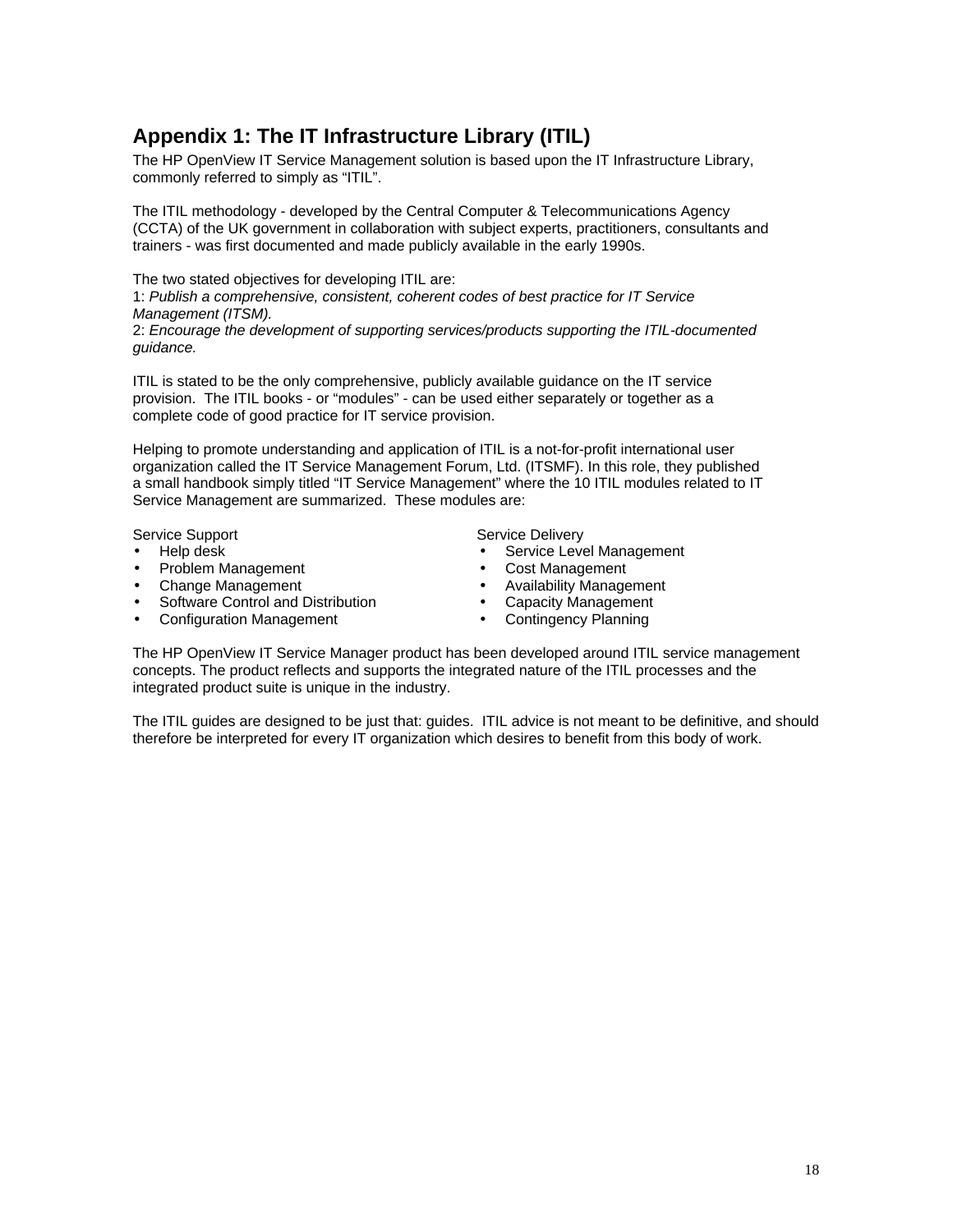## Appendix 1: The IT Infrastructure Library (ITIL)

The HP OpenView IT Service Management solution is based upon the IT Infrastructure Library, commonly referred to simply as "ITIL".

The ITIL methodology - developed by the Central Computer & Telecommunications Agency (CCTA) of the UK government in collaboration with subject experts, practitioners, consultants and trainers - was first documented and made publicly available in the early 1990s.

The two stated objectives for developing ITIL are:
1: *Publish a comprehensive, consistent, coherent codes of best practice for IT Service Management (ITSM).*
2: *Encourage the development of supporting services/products supporting the ITIL-documented guidance.*

ITIL is stated to be the only comprehensive, publicly available guidance on the IT service provision. The ITIL books - or "modules" - can be used either separately or together as a complete code of good practice for IT service provision.

Helping to promote understanding and application of ITIL is a not-for-profit international user organization called the IT Service Management Forum, Ltd. (ITSMF). In this role, they published a small handbook simply titled "IT Service Management" where the 10 ITIL modules related to IT Service Management are summarized. These modules are:

Service Support
- Help desk
- Problem Management
- Change Management
- Software Control and Distribution
- Configuration Management

Service Delivery
- Service Level Management
- Cost Management
- Availability Management
- Capacity Management
- Contingency Planning

The HP OpenView IT Service Manager product has been developed around ITIL service management concepts. The product reflects and supports the integrated nature of the ITIL processes and the integrated product suite is unique in the industry.

The ITIL guides are designed to be just that: guides. ITIL advice is not meant to be definitive, and should therefore be interpreted for every IT organization which desires to benefit from this body of work.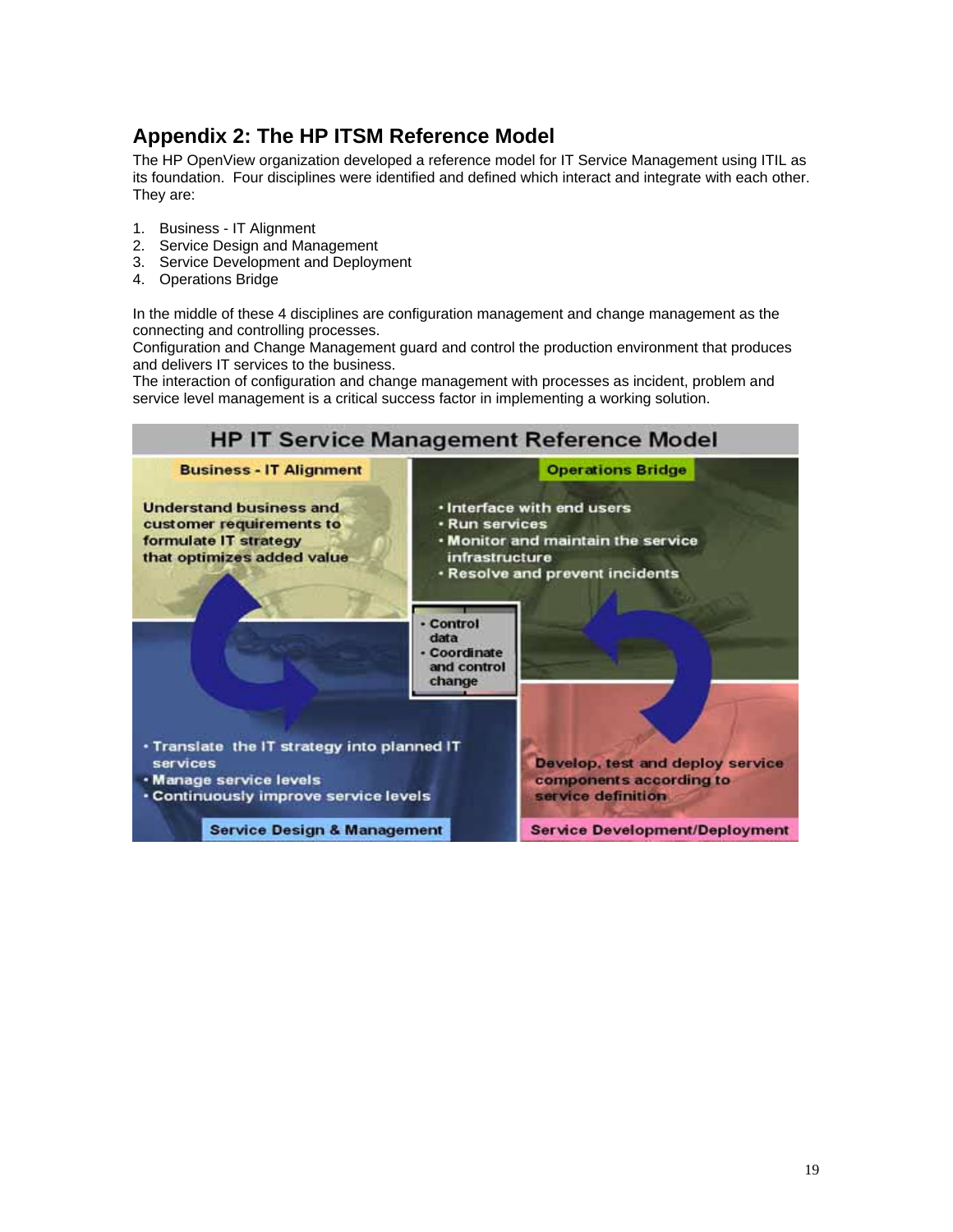## Appendix 2: The HP ITSM Reference Model

The HP OpenView organization developed a reference model for IT Service Management using ITIL as its foundation. Four disciplines were identified and defined which interact and integrate with each other. They are:

1. Business - IT Alignment
2. Service Design and Management
3. Service Development and Deployment
4. Operations Bridge

In the middle of these 4 disciplines are configuration management and change management as the connecting and controlling processes.
Configuration and Change Management guard and control the production environment that produces and delivers IT services to the business.
The interaction of configuration and change management with processes as incident, problem and service level management is a critical success factor in implementing a working solution.

**HP IT Service Management Reference Model**

**Business - IT Alignment**

Understand business and customer requirements to formulate IT strategy that optimizes added value

**Operations Bridge**

- Interface with end users
- Run services
- Monitor and maintain the service infrastructure
- Resolve and prevent incidents

- Control data
- Coordinate and control change

- Translate the IT strategy into planned IT services
- Manage service levels
- Continuously improve service levels

**Service Design & Management**

Develop, test and deploy service components according to service definition

**Service Development/Deployment**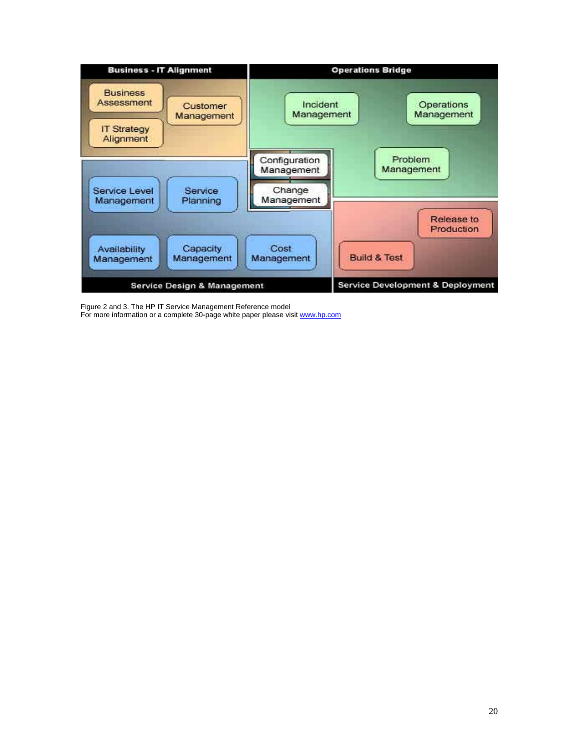**Business - IT Alignment**
- Business Assessment
- IT Strategy Alignment
- Customer Management

**Operations Bridge**
- Incident Management
- Operations Management
- Problem Management

- Configuration Management
- Change Management

**Service Design & Management**
- Service Level Management
- Service Planning
- Availability Management
- Capacity Management
- Cost Management

**Service Development & Deployment**
- Release to Production
- Build & Test

Figure 2 and 3. The HP IT Service Management Reference model
For more information or a complete 30-page white paper please visit [www.hp.com](http://www.hp.com)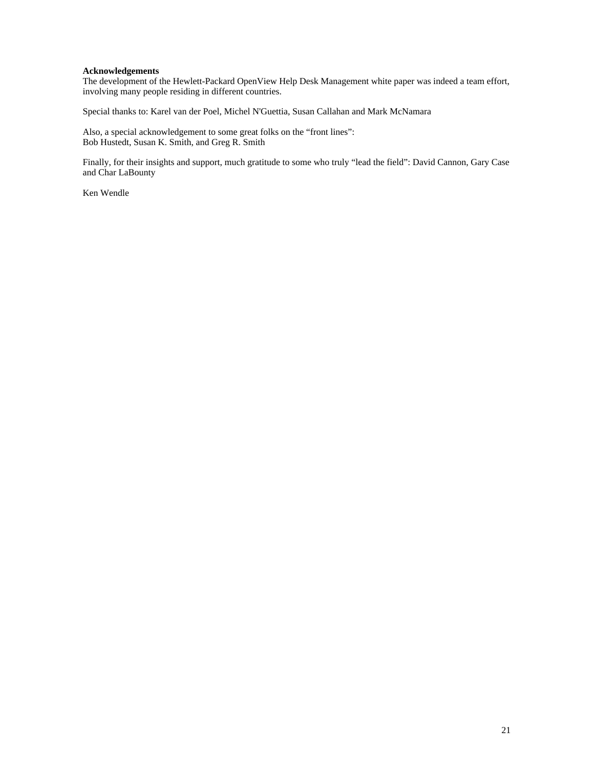**Acknowledgements**
The development of the Hewlett-Packard OpenView Help Desk Management white paper was indeed a team effort, involving many people residing in different countries.

Special thanks to: Karel van der Poel, Michel N'Guettia, Susan Callahan and Mark McNamara

Also, a special acknowledgement to some great folks on the “front lines”:
Bob Hustedt, Susan K. Smith, and Greg R. Smith

Finally, for their insights and support, much gratitude to some who truly “lead the field”: David Cannon, Gary Case and Char LaBounty

Ken Wendle